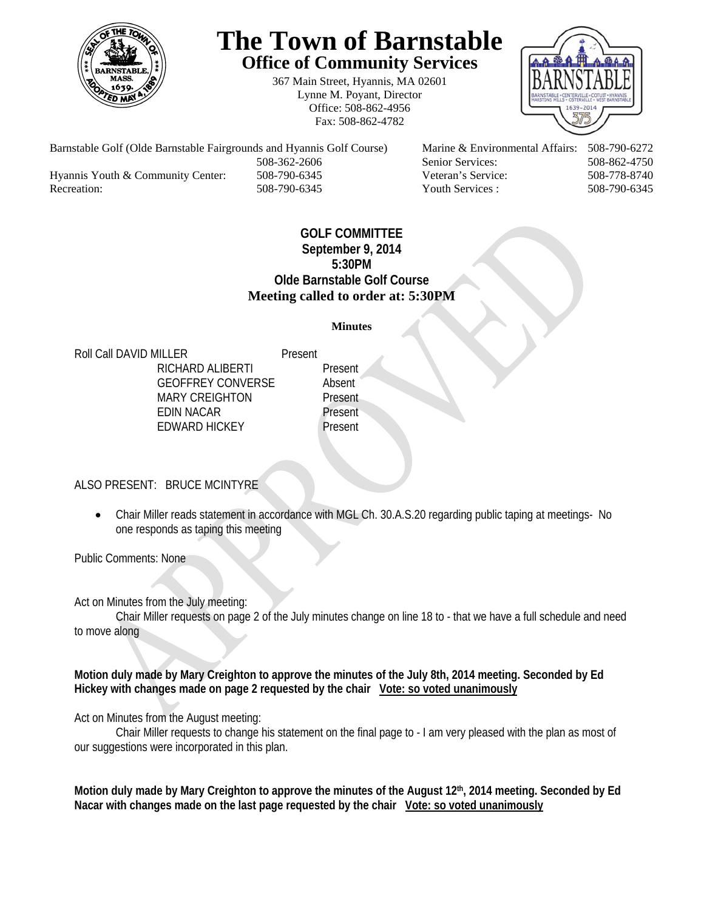# The Town of Barnstable

## Office of Community Services

367 Main Street, Hyannis, MA 02601
Lynne M. Poyant, Director
Office: 508-862-4956
Fax: 508-862-4782

| | | | |
|---|---|---|---|
| Barnstable Golf (Olde Barnstable Fairgrounds and Hyannis Golf Course) | 508-362-2606 | Marine & Environmental Affairs: | 508-790-6272 |
| | | Senior Services: | 508-862-4750 |
| Hyannis Youth & Community Center: | 508-790-6345 | Veteran's Service: | 508-778-8740 |
| Recreation: | 508-790-6345 | Youth Services : | 508-790-6345 |

**GOLF COMMITTEE**
**September 9, 2014**
**5:30PM**
**Olde Barnstable Golf Course**
**Meeting called to order at: 5:30PM**

**Minutes**

| | |
|---|---|
| Roll Call DAVID MILLER | Present |
| RICHARD ALIBERTI | Present |
| GEOFFREY CONVERSE | Absent |
| MARY CREIGHTON | Present |
| EDIN NACAR | Present |
| EDWARD HICKEY | Present |

ALSO PRESENT: BRUCE MCINTYRE

- Chair Miller reads statement in accordance with MGL Ch. 30.A.S.20 regarding public taping at meetings- No one responds as taping this meeting

Public Comments: None

Act on Minutes from the July meeting:

Chair Miller requests on page 2 of the July minutes change on line 18 to - that we have a full schedule and need to move along

**Motion duly made by Mary Creighton to approve the minutes of the July 8th, 2014 meeting. Seconded by Ed Hickey with changes made on page 2 requested by the chair <u>Vote: so voted unanimously</u>**

Act on Minutes from the August meeting:

Chair Miller requests to change his statement on the final page to - I am very pleased with the plan as most of our suggestions were incorporated in this plan.

**Motion duly made by Mary Creighton to approve the minutes of the August 12th, 2014 meeting. Seconded by Ed Nacar with changes made on the last page requested by the chair <u>Vote: so voted unanimously</u>**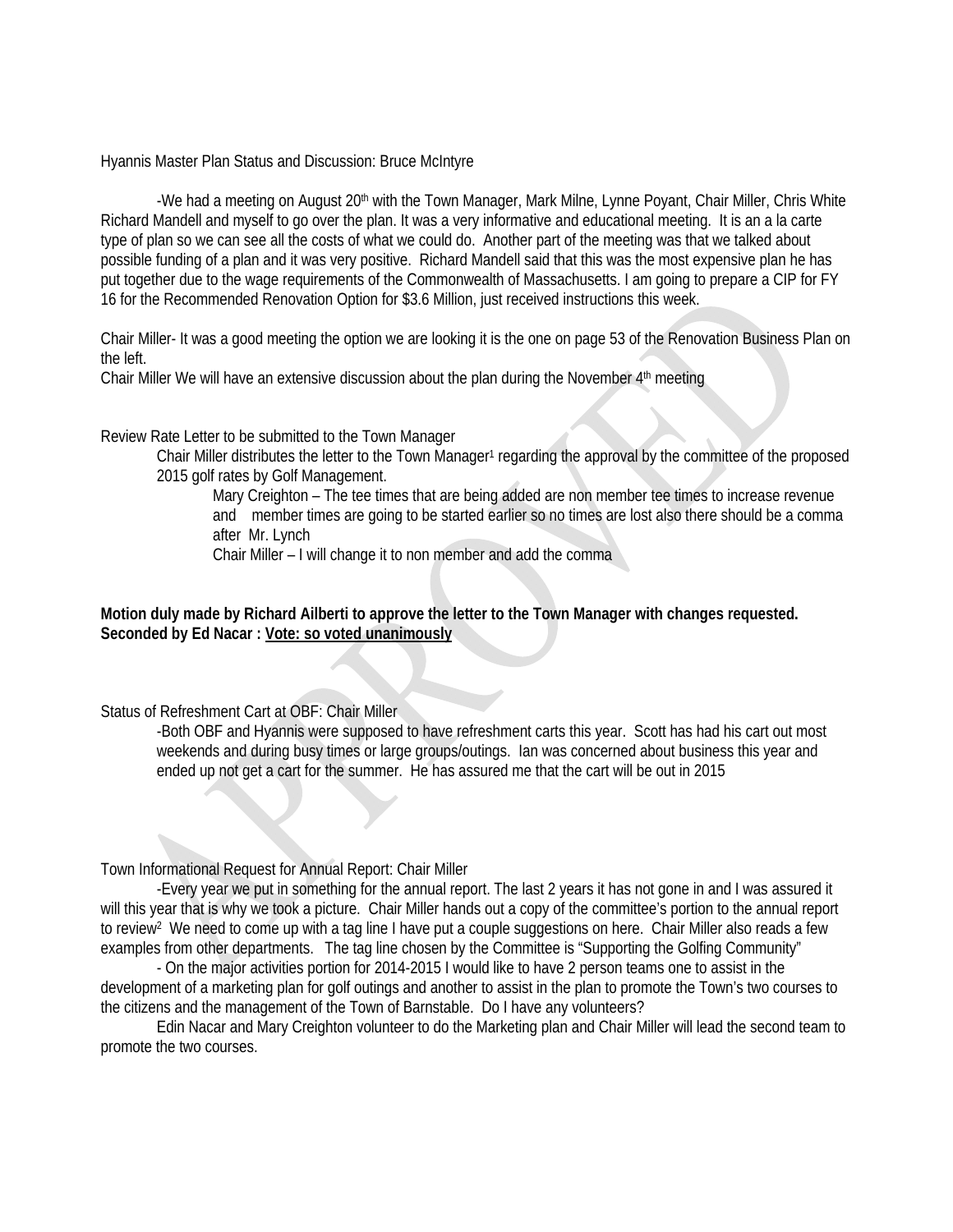Hyannis Master Plan Status and Discussion: Bruce McIntyre

-We had a meeting on August 20th with the Town Manager, Mark Milne, Lynne Poyant, Chair Miller, Chris White Richard Mandell and myself to go over the plan. It was a very informative and educational meeting. It is an a la carte type of plan so we can see all the costs of what we could do. Another part of the meeting was that we talked about possible funding of a plan and it was very positive. Richard Mandell said that this was the most expensive plan he has put together due to the wage requirements of the Commonwealth of Massachusetts. I am going to prepare a CIP for FY 16 for the Recommended Renovation Option for $3.6 Million, just received instructions this week.

Chair Miller- It was a good meeting the option we are looking it is the one on page 53 of the Renovation Business Plan on the left.
Chair Miller We will have an extensive discussion about the plan during the November 4th meeting

Review Rate Letter to be submitted to the Town Manager

Chair Miller distributes the letter to the Town Manager[1] regarding the approval by the committee of the proposed 2015 golf rates by Golf Management.

Mary Creighton – The tee times that are being added are non member tee times to increase revenue and member times are going to be started earlier so no times are lost also there should be a comma after Mr. Lynch

Chair Miller – I will change it to non member and add the comma

**Motion duly made by Richard Ailberti to approve the letter to the Town Manager with changes requested. Seconded by Ed Nacar : Vote: so voted unanimously**

Status of Refreshment Cart at OBF: Chair Miller

-Both OBF and Hyannis were supposed to have refreshment carts this year. Scott has had his cart out most weekends and during busy times or large groups/outings. Ian was concerned about business this year and ended up not get a cart for the summer. He has assured me that the cart will be out in 2015

Town Informational Request for Annual Report: Chair Miller

-Every year we put in something for the annual report. The last 2 years it has not gone in and I was assured it will this year that is why we took a picture. Chair Miller hands out a copy of the committee's portion to the annual report to review[2] We need to come up with a tag line I have put a couple suggestions on here. Chair Miller also reads a few examples from other departments. The tag line chosen by the Committee is "Supporting the Golfing Community"

- On the major activities portion for 2014-2015 I would like to have 2 person teams one to assist in the development of a marketing plan for golf outings and another to assist in the plan to promote the Town's two courses to the citizens and the management of the Town of Barnstable. Do I have any volunteers?

Edin Nacar and Mary Creighton volunteer to do the Marketing plan and Chair Miller will lead the second team to promote the two courses.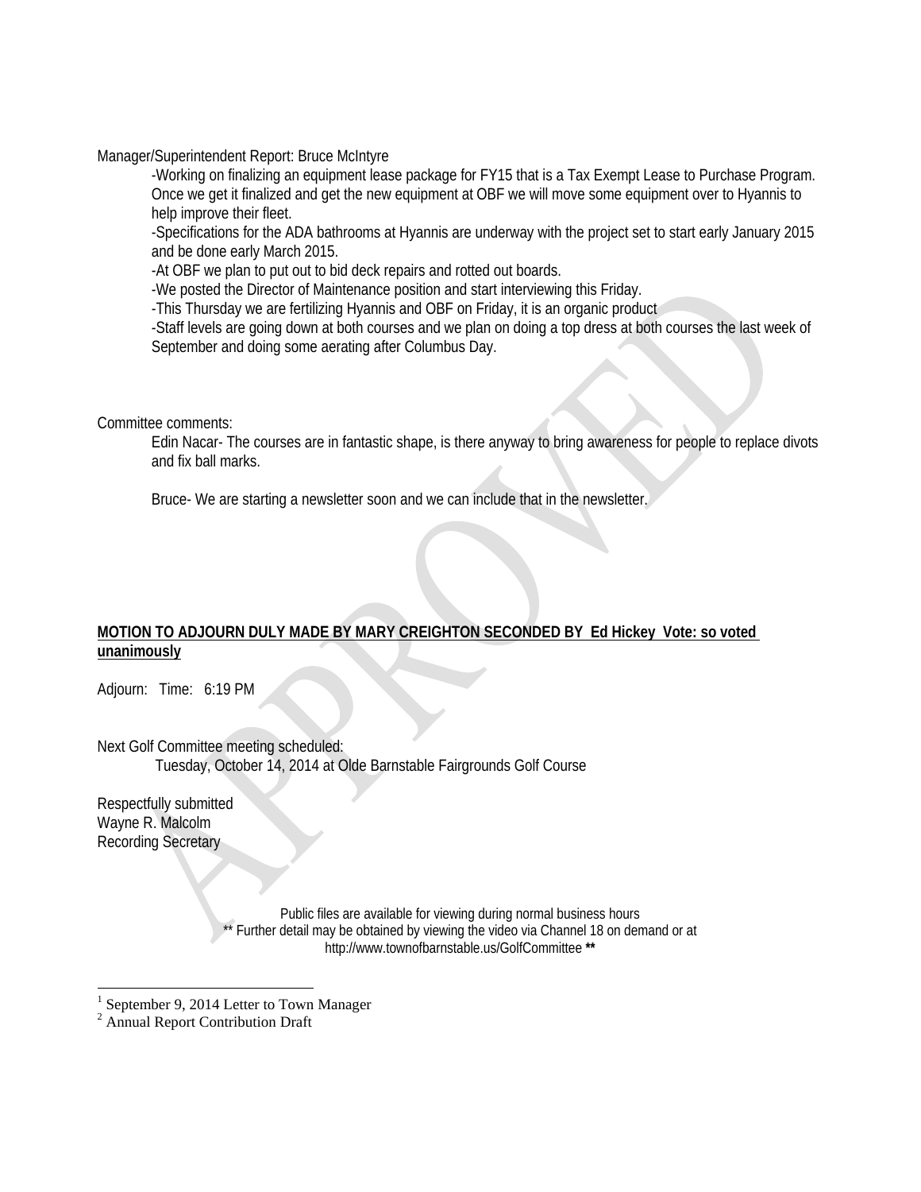Manager/Superintendent Report: Bruce McIntyre

-Working on finalizing an equipment lease package for FY15 that is a Tax Exempt Lease to Purchase Program. Once we get it finalized and get the new equipment at OBF we will move some equipment over to Hyannis to help improve their fleet.

-Specifications for the ADA bathrooms at Hyannis are underway with the project set to start early January 2015 and be done early March 2015.

-At OBF we plan to put out to bid deck repairs and rotted out boards.

-We posted the Director of Maintenance position and start interviewing this Friday.

-This Thursday we are fertilizing Hyannis and OBF on Friday, it is an organic product

-Staff levels are going down at both courses and we plan on doing a top dress at both courses the last week of September and doing some aerating after Columbus Day.

Committee comments:

Edin Nacar- The courses are in fantastic shape, is there anyway to bring awareness for people to replace divots and fix ball marks.

Bruce- We are starting a newsletter soon and we can include that in the newsletter.

**MOTION TO ADJOURN DULY MADE BY MARY CREIGHTON SECONDED BY Ed Hickey Vote: so voted unanimously**

Adjourn: Time: 6:19 PM

Next Golf Committee meeting scheduled:
Tuesday, October 14, 2014 at Olde Barnstable Fairgrounds Golf Course

Respectfully submitted
Wayne R. Malcolm
Recording Secretary

Public files are available for viewing during normal business hours
** Further detail may be obtained by viewing the video via Channel 18 on demand or at http://www.townofbarnstable.us/GolfCommittee **

[1] September 9, 2014 Letter to Town Manager
[2] Annual Report Contribution Draft